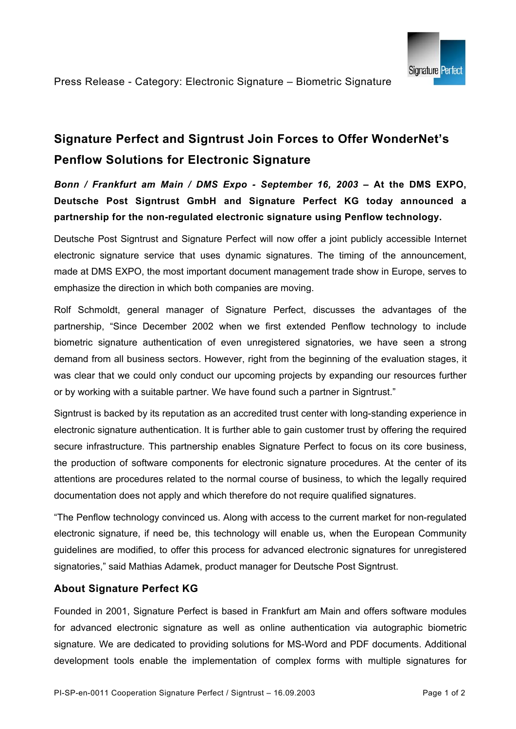Press Release - Category: Electronic Signature – Biometric Signature

# Signature Perfect and Signtrust Join Forces to Offer WonderNet's Penflow Solutions for Electronic Signature

***Bonn / Frankfurt am Main / DMS Expo - September 16, 2003* – At the DMS EXPO, Deutsche Post Signtrust GmbH and Signature Perfect KG today announced a partnership for the non-regulated electronic signature using Penflow technology.**

Deutsche Post Signtrust and Signature Perfect will now offer a joint publicly accessible Internet electronic signature service that uses dynamic signatures. The timing of the announcement, made at DMS EXPO, the most important document management trade show in Europe, serves to emphasize the direction in which both companies are moving.

Rolf Schmoldt, general manager of Signature Perfect, discusses the advantages of the partnership, "Since December 2002 when we first extended Penflow technology to include biometric signature authentication of even unregistered signatories, we have seen a strong demand from all business sectors. However, right from the beginning of the evaluation stages, it was clear that we could only conduct our upcoming projects by expanding our resources further or by working with a suitable partner. We have found such a partner in Signtrust."

Signtrust is backed by its reputation as an accredited trust center with long-standing experience in electronic signature authentication. It is further able to gain customer trust by offering the required secure infrastructure. This partnership enables Signature Perfect to focus on its core business, the production of software components for electronic signature procedures. At the center of its attentions are procedures related to the normal course of business, to which the legally required documentation does not apply and which therefore do not require qualified signatures.

"The Penflow technology convinced us. Along with access to the current market for non-regulated electronic signature, if need be, this technology will enable us, when the European Community guidelines are modified, to offer this process for advanced electronic signatures for unregistered signatories," said Mathias Adamek, product manager for Deutsche Post Signtrust.

## About Signature Perfect KG

Founded in 2001, Signature Perfect is based in Frankfurt am Main and offers software modules for advanced electronic signature as well as online authentication via autographic biometric signature. We are dedicated to providing solutions for MS-Word and PDF documents. Additional development tools enable the implementation of complex forms with multiple signatures for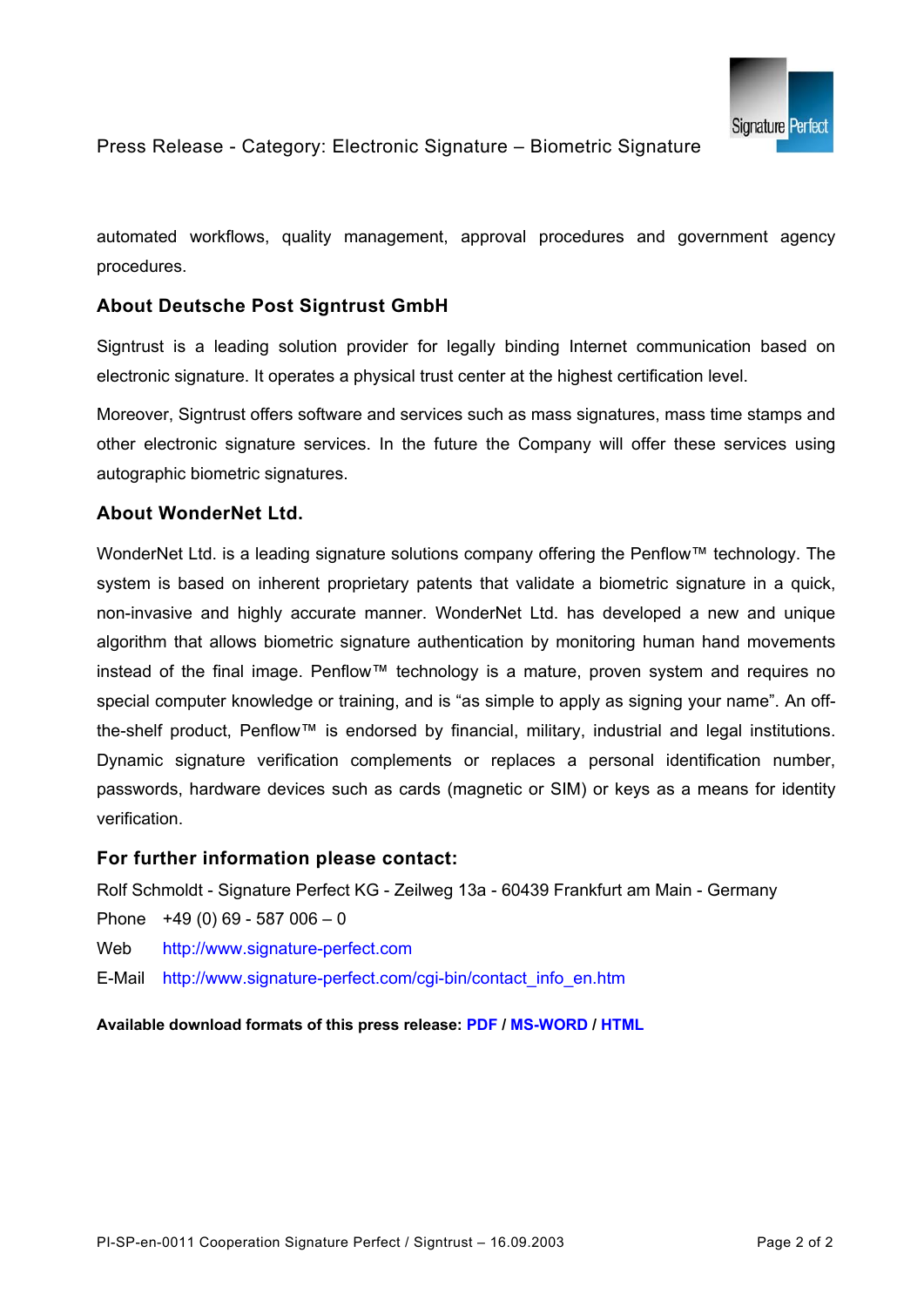automated workflows, quality management, approval procedures and government agency procedures.

## About Deutsche Post Signtrust GmbH

Signtrust is a leading solution provider for legally binding Internet communication based on electronic signature. It operates a physical trust center at the highest certification level.

Moreover, Signtrust offers software and services such as mass signatures, mass time stamps and other electronic signature services. In the future the Company will offer these services using autographic biometric signatures.

## About WonderNet Ltd.

WonderNet Ltd. is a leading signature solutions company offering the Penflow™ technology. The system is based on inherent proprietary patents that validate a biometric signature in a quick, non-invasive and highly accurate manner. WonderNet Ltd. has developed a new and unique algorithm that allows biometric signature authentication by monitoring human hand movements instead of the final image. Penflow™ technology is a mature, proven system and requires no special computer knowledge or training, and is "as simple to apply as signing your name". An off-the-shelf product, Penflow™ is endorsed by financial, military, industrial and legal institutions. Dynamic signature verification complements or replaces a personal identification number, passwords, hardware devices such as cards (magnetic or SIM) or keys as a means for identity verification.

## For further information please contact:

Rolf Schmoldt - Signature Perfect KG - Zeilweg 13a - 60439 Frankfurt am Main - Germany

Phone +49 (0) 69 - 587 006 – 0

Web http://www.signature-perfect.com

E-Mail http://www.signature-perfect.com/cgi-bin/contact_info_en.htm

**Available download formats of this press release: PDF / MS-WORD / HTML**